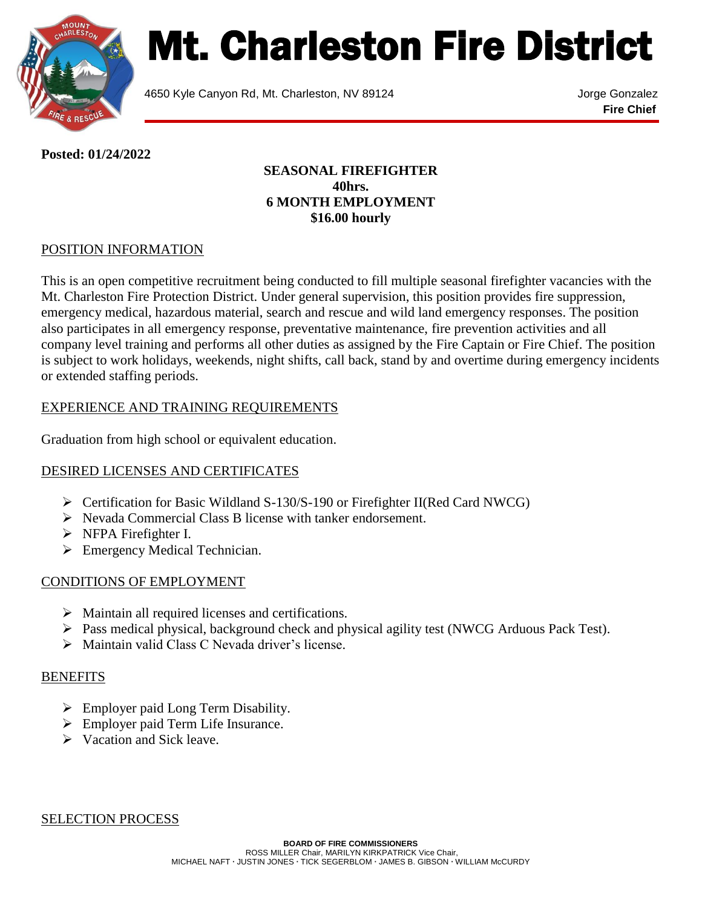# Mt. Charleston Fire District

4650 Kyle Canyon Rd, Mt. Charleston, NV 89124

Jorge Gonzalez
**Fire Chief**

**Posted: 01/24/2022**

**SEASONAL FIREFIGHTER**
**40hrs.**
**6 MONTH EMPLOYMENT**
**$16.00 hourly**

## POSITION INFORMATION

This is an open competitive recruitment being conducted to fill multiple seasonal firefighter vacancies with the Mt. Charleston Fire Protection District. Under general supervision, this position provides fire suppression, emergency medical, hazardous material, search and rescue and wild land emergency responses. The position also participates in all emergency response, preventative maintenance, fire prevention activities and all company level training and performs all other duties as assigned by the Fire Captain or Fire Chief. The position is subject to work holidays, weekends, night shifts, call back, stand by and overtime during emergency incidents or extended staffing periods.

## EXPERIENCE AND TRAINING REQUIREMENTS

Graduation from high school or equivalent education.

## DESIRED LICENSES AND CERTIFICATES

- Certification for Basic Wildland S-130/S-190 or Firefighter II(Red Card NWCG)
- Nevada Commercial Class B license with tanker endorsement.
- NFPA Firefighter I.
- Emergency Medical Technician.

## CONDITIONS OF EMPLOYMENT

- Maintain all required licenses and certifications.
- Pass medical physical, background check and physical agility test (NWCG Arduous Pack Test).
- Maintain valid Class C Nevada driver's license.

## BENEFITS

- Employer paid Long Term Disability.
- Employer paid Term Life Insurance.
- Vacation and Sick leave.

## SELECTION PROCESS

**BOARD OF FIRE COMMISSIONERS**
ROSS MILLER Chair, MARILYN KIRKPATRICK Vice Chair,
MICHAEL NAFT · JUSTIN JONES · TICK SEGERBLOM · JAMES B. GIBSON · WILLIAM McCURDY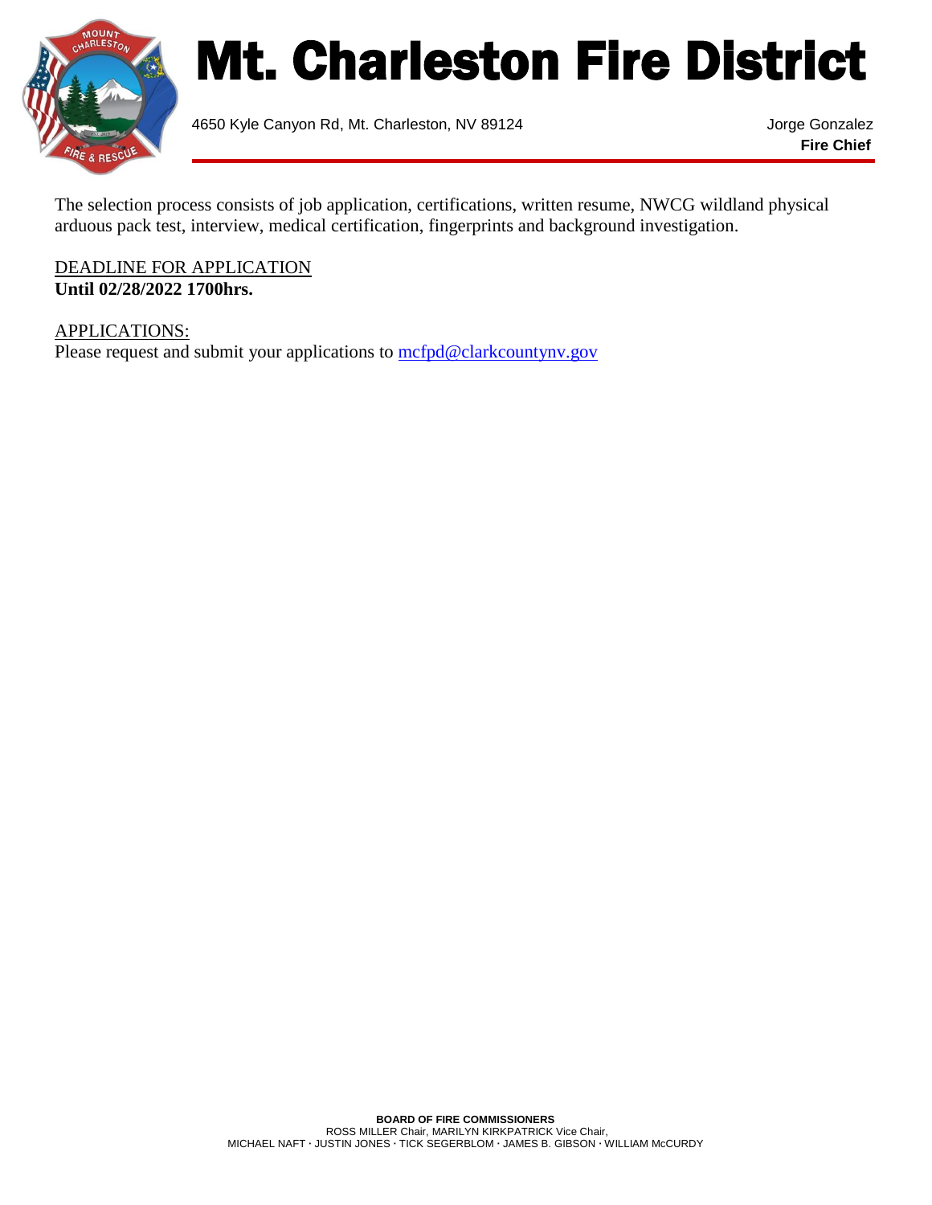The selection process consists of job application, certifications, written resume, NWCG wildland physical arduous pack test, interview, medical certification, fingerprints and background investigation.

DEADLINE FOR APPLICATION
**Until 02/28/2022 1700hrs.**

APPLICATIONS:
Please request and submit your applications to mcfpd@clarkcountynv.gov